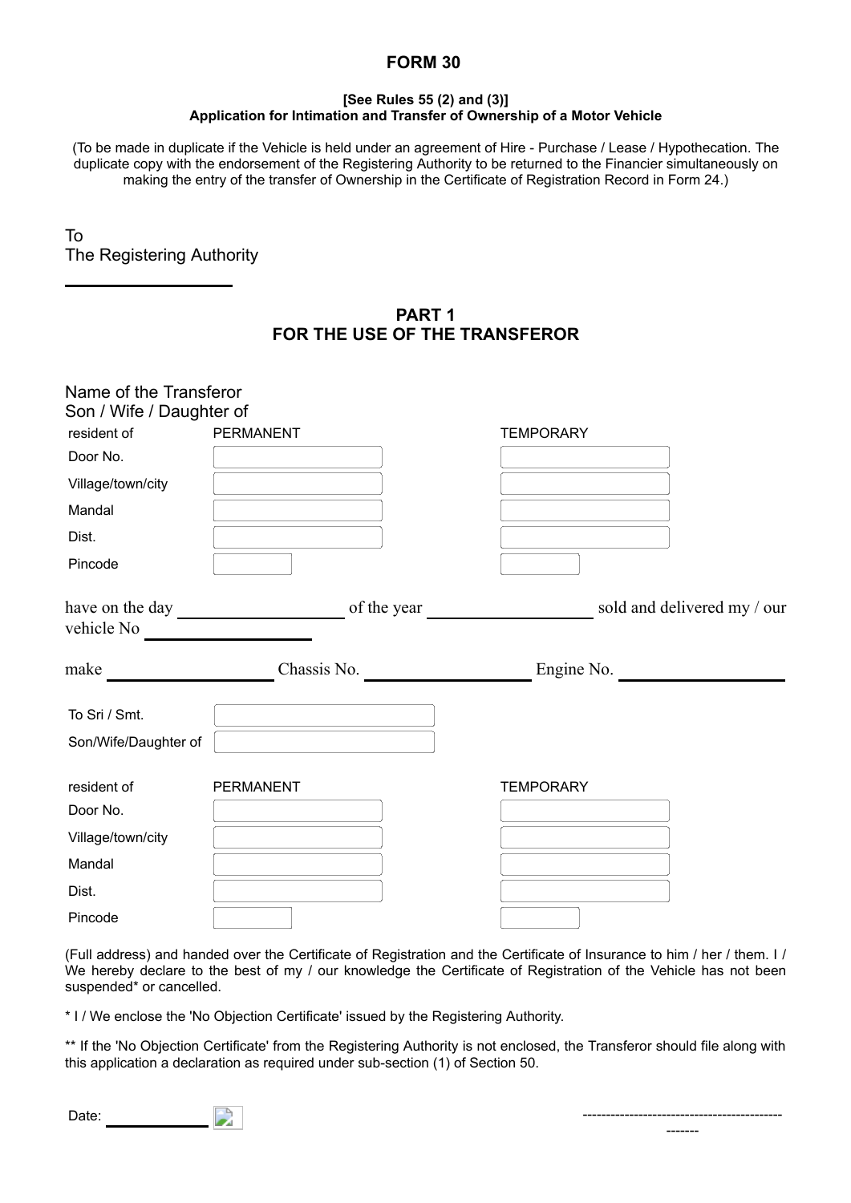# FORM 30

**[See Rules 55 (2) and (3)]**
**Application for Intimation and Transfer of Ownership of a Motor Vehicle**

(To be made in duplicate if the Vehicle is held under an agreement of Hire - Purchase / Lease / Hypothecation. The duplicate copy with the endorsement of the Registering Authority to be returned to the Financier simultaneously on making the entry of the transfer of Ownership in the Certificate of Registration Record in Form 24.)

To
The Registering Authority

______________

## PART 1
## FOR THE USE OF THE TRANSFEROR

Name of the Transferor
Son / Wife / Daughter of

| resident of | PERMANENT | TEMPORARY |
|---|---|---|
| Door No. | | |
| Village/town/city | | |
| Mandal | | |
| Dist. | | |
| Pincode | | |

have on the day ______________ of the year ______________ sold and delivered my / our vehicle No ______________

make ______________ Chassis No. ______________ Engine No. ______________

To Sri / Smt.
Son/Wife/Daughter of

| resident of | PERMANENT | TEMPORARY |
|---|---|---|
| Door No. | | |
| Village/town/city | | |
| Mandal | | |
| Dist. | | |
| Pincode | | |

(Full address) and handed over the Certificate of Registration and the Certificate of Insurance to him / her / them. I / We hereby declare to the best of my / our knowledge the Certificate of Registration of the Vehicle has not been suspended* or cancelled.

* I / We enclose the 'No Objection Certificate' issued by the Registering Authority.

** If the 'No Objection Certificate' from the Registering Authority is not enclosed, the Transferor should file along with this application a declaration as required under sub-section (1) of Section 50.

Date: ______________

-------------------------------------------------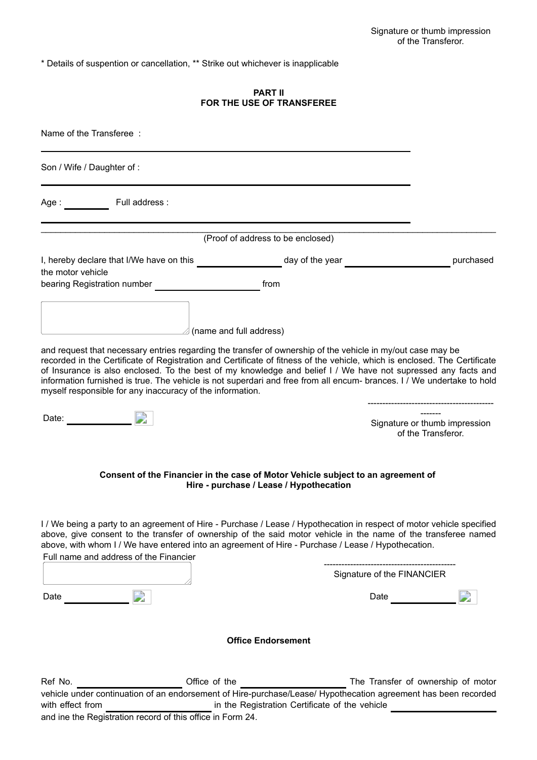Signature or thumb impression
of the Transferor.

\* Details of suspention or cancellation, \*\* Strike out whichever is inapplicable

## PART II
## FOR THE USE OF TRANSFEREE

Name of the Transferee :

______________________________________________

Son / Wife / Daughter of :

______________________________________________

Age : ________ Full address :

______________________________________________

(Proof of address to be enclosed)

I, hereby declare that I/We have on this ____________ day of the year ______________ purchased the motor vehicle
bearing Registration number ______________ from

(name and full address)

and request that necessary entries regarding the transfer of ownership of the vehicle in my/out case may be recorded in the Certificate of Registration and Certificate of fitness of the vehicle, which is enclosed. The Certificate of Insurance is also enclosed. To the best of my knowledge and belief I / We have not supressed any facts and information furnished is true. The vehicle is not superdari and free from all encum- brances. I / We undertake to hold myself responsible for any inaccuracy of the information.

Date: __________

--------------------------------------------------
Signature or thumb impression
of the Transferor.

**Consent of the Financier in the case of Motor Vehicle subject to an agreement of Hire - purchase / Lease / Hypothecation**

I / We being a party to an agreement of Hire - Purchase / Lease / Hypothecation in respect of motor vehicle specified above, give consent to the transfer of ownership of the said motor vehicle in the name of the transferee named above, with whom I / We have entered into an agreement of Hire - Purchase / Lease / Hypothecation.

Full name and address of the Financier

--------------------------------------------
Signature of the FINANCIER

Date __________

Date __________

**Office Endorsement**

Ref No. ______________ Office of the ______________ The Transfer of ownership of motor vehicle under continuation of an endorsement of Hire-purchase/Lease/ Hypothecation agreement has been recorded with effect from ______________ in the Registration Certificate of the vehicle ______________
and ine the Registration record of this office in Form 24.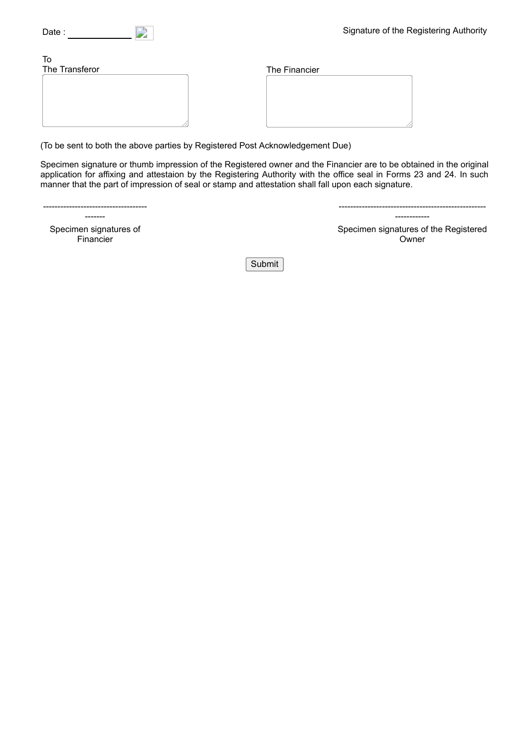Date : ____________

Signature of the Registering Authority

To

The Transferor

The Financier

(To be sent to both the above parties by Registered Post Acknowledgement Due)

Specimen signature or thumb impression of the Registered owner and the Financier are to be obtained in the original application for affixing and attestaion by the Registering Authority with the office seal in Forms 23 and 24. In such manner that the part of impression of seal or stamp and attestation shall fall upon each signature.

------------------------------------------

Specimen signatures of Financier

--------------------------------------------------------------

Specimen signatures of the Registered Owner

Submit